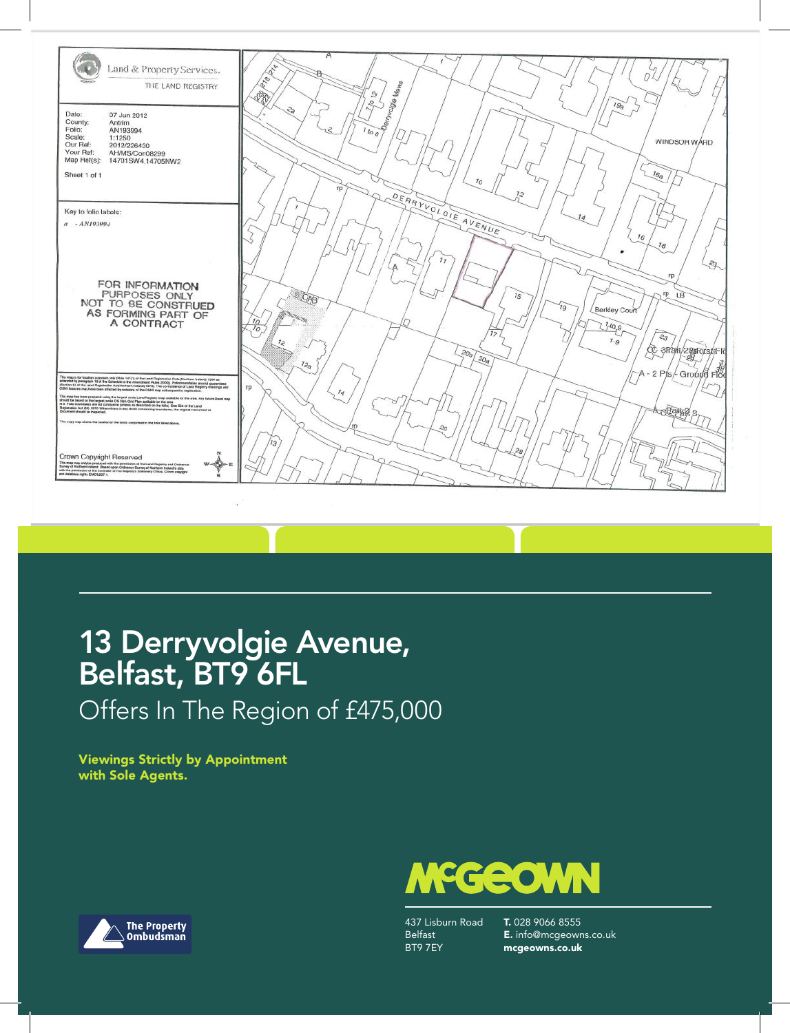Land & Property Services
THE LAND REGISTRY

Date: 07 Jun 2012
County: Antrim
Folio: AN193994
Scale: 1:1250
Our Ref: 2012/226430
Your Ref: AH/MS/Con08299
Map Ref(s): 14701SW4,14705NW2

Sheet 1 of 1

Key to folio labels:
a - AN193994

FOR INFORMATION PURPOSES ONLY NOT TO BE CONSTRUED AS FORMING PART OF A CONTRACT

Crown Copyright Reserved

# 13 Derryvolgie Avenue, Belfast, BT9 6FL

Offers In The Region of £475,000

**Viewings Strictly by Appointment with Sole Agents.**

The Property Ombudsman

McGEOWN

437 Lisburn Road
Belfast
BT9 7EY

**T.** 028 9066 8555
**E.** info@mcgeowns.co.uk
**mcgeowns.co.uk**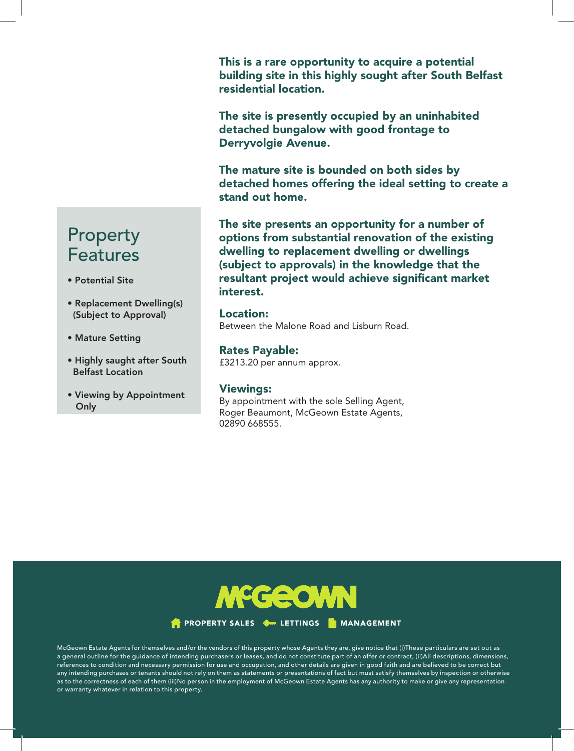**This is a rare opportunity to acquire a potential building site in this highly sought after South Belfast residential location.**

**The site is presently occupied by an uninhabited detached bungalow with good frontage to Derryvolgie Avenue.**

**The mature site is bounded on both sides by detached homes offering the ideal setting to create a stand out home.**

**The site presents an opportunity for a number of options from substantial renovation of the existing dwelling to replacement dwelling or dwellings (subject to approvals) in the knowledge that the resultant project would achieve significant market interest.**

## Property Features

- **Potential Site**
- **Replacement Dwelling(s) (Subject to Approval)**
- **Mature Setting**
- **Highly saught after South Belfast Location**
- **Viewing by Appointment Only**

### Location:

Between the Malone Road and Lisburn Road.

### Rates Payable:

£3213.20 per annum approx.

### Viewings:

By appointment with the sole Selling Agent, Roger Beaumont, McGeown Estate Agents, 02890 668555.

McGEOWN

PROPERTY SALES LETTINGS MANAGEMENT

McGeown Estate Agents for themselves and/or the vendors of this property whose Agents they are, give notice that (i)These particulars are set out as a general outline for the guidance of intending purchasers or leases, and do not constitute part of an offer or contract, (ii)All descriptions, dimensions, references to condition and necessary permission for use and occupation, and other details are given in good faith and are believed to be correct but any intending purchases or tenants should not rely on them as statements or presentations of fact but must satisfy themselves by inspection or otherwise as to the correctness of each of them (iii)No person in the employment of McGeown Estate Agents has any authority to make or give any representation or warranty whatever in relation to this property.